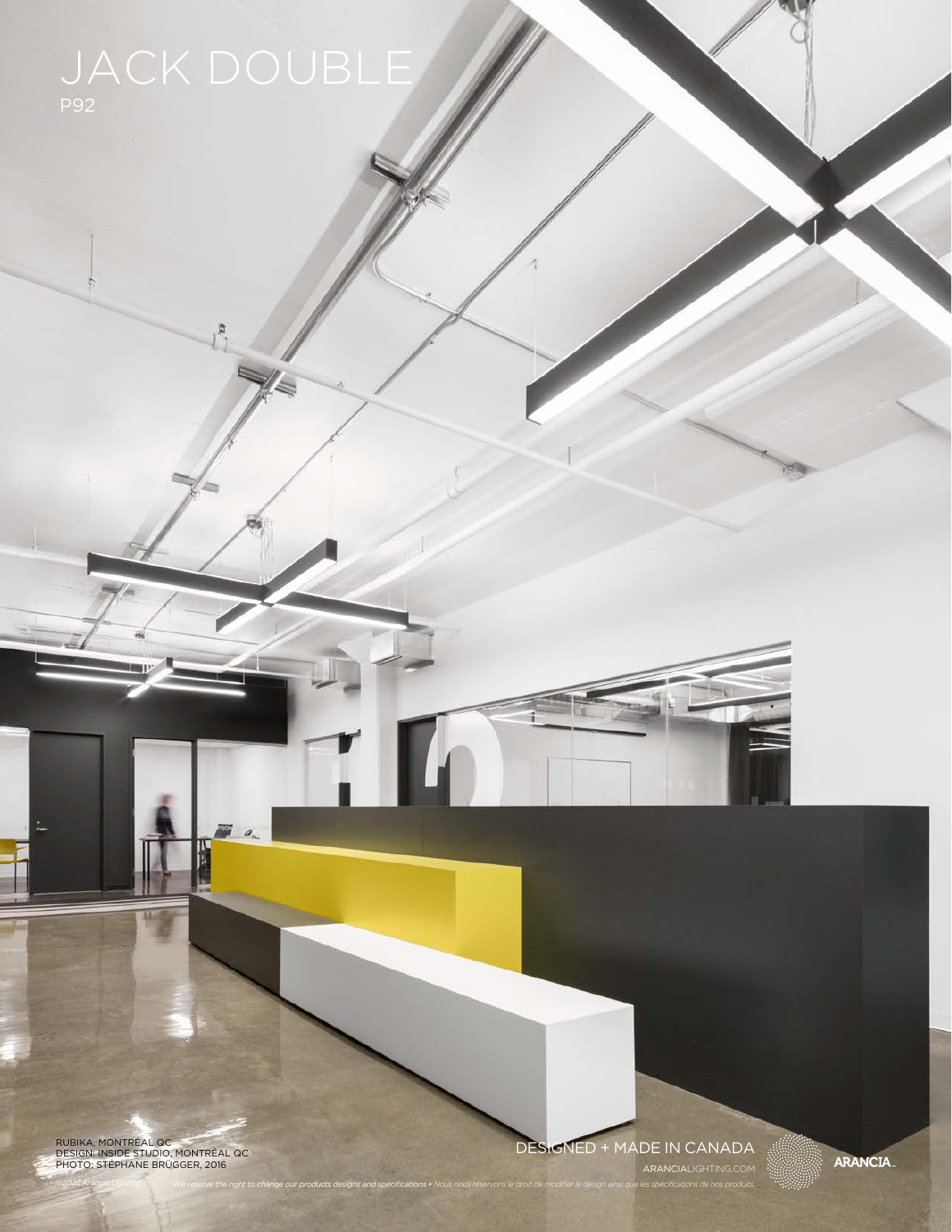# JACK DOUBLE

P92

RUBIKA, MONTRÉAL QC
DESIGN: INSIDE STUDIO, MONTRÉAL QC
PHOTO: STÉPHANE BRÜGGER, 2016

DESIGNED + MADE IN CANADA

ARANCIALIGHTING.COM

ARANCIA.

*©2022 Arancia Lighting* *We reserve the right to change our products designs and specifications • Nous nous réservons le droit de modifier le design ainsi que les spécifications de nos produits.*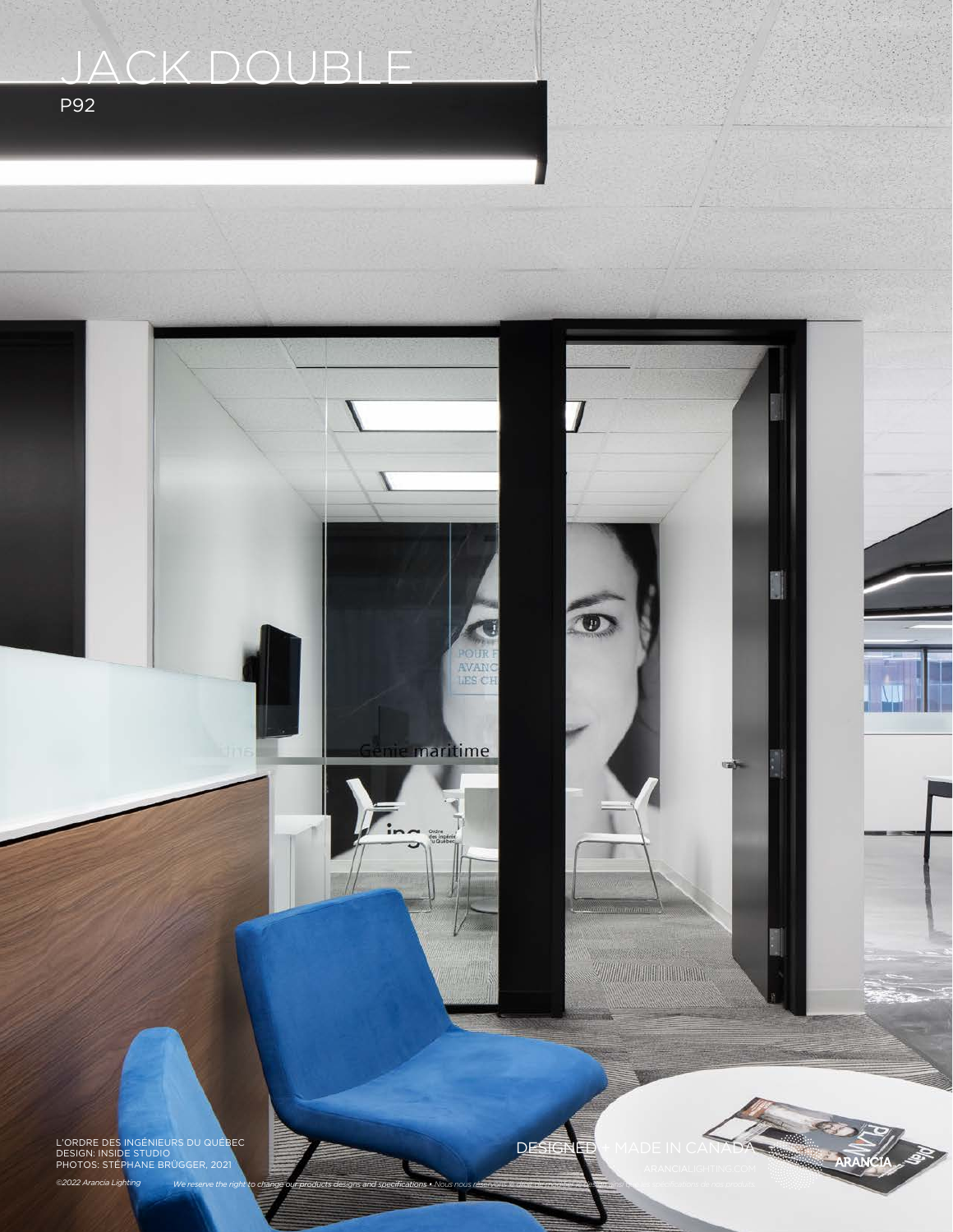# JACK DOUBLE

P92

L'ORDRE DES INGÉNIEURS DU QUÉBEC
DESIGN: INSIDE STUDIO
PHOTOS: STÉPHANE BRÜGGER, 2021

DESIGNED + MADE IN CANADA

ARANCIALIGHTING.COM

*©2022 Arancia Lighting*

*We reserve the right to change our products designs and specifications • Nous nous réservons le droit de modifier le design ainsi que les spécifications de nos produits.*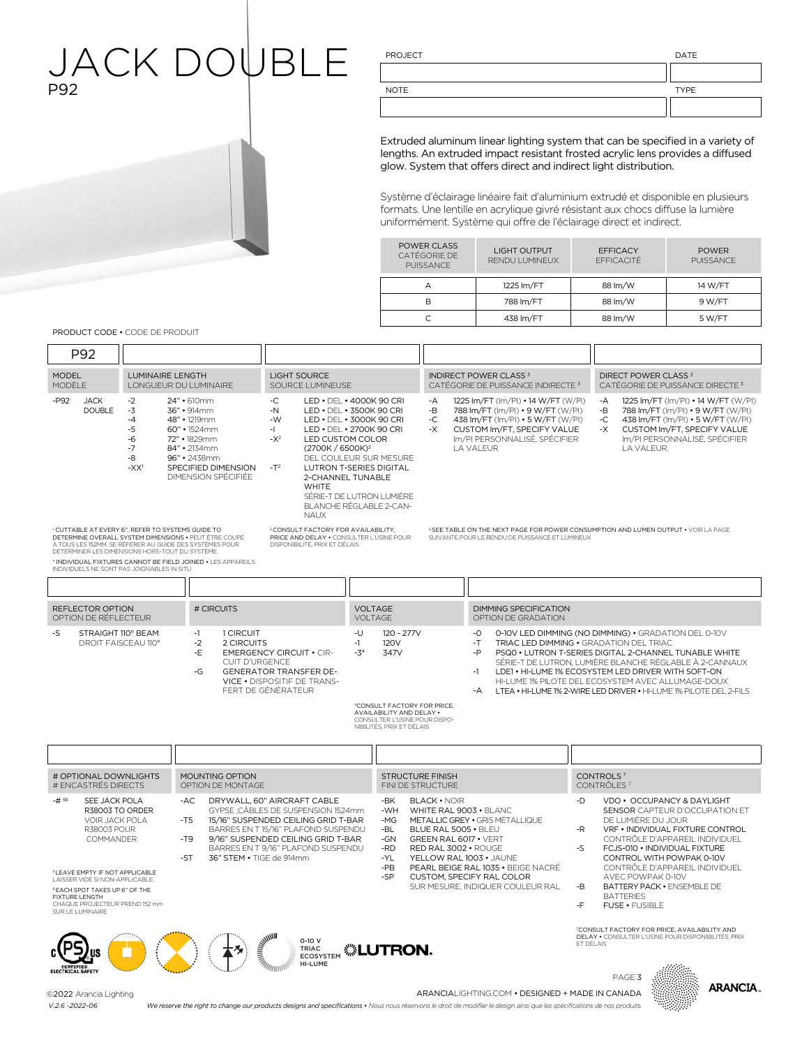# JACK DOUBLE

P92

| PROJECT | DATE |
|---|---|
| | |
| **NOTE** | **TYPE** |
| | |

Extruded aluminum linear lighting system that can be specified in a variety of lengths. An extruded impact resistant frosted acrylic lens provides a diffused glow. System that offers direct and indirect light distribution.

Système d'éclairage linéaire fait d'aluminium extrudé et disponible en plusieurs formats. Une lentille en acrylique givré résistant aux chocs diffuse la lumière uniformément. Système qui offre de l'éclairage direct et indirect.

| POWER CLASS CATÉGORIE DE PUISSANCE | LIGHT OUTPUT RENDU LUMINEUX | EFFICACY EFFICACITÉ | POWER PUISSANCE |
|---|---|---|---|
| A | 1225 lm/FT | 88 lm/W | 14 W/FT |
| B | 788 lm/FT | 88 lm/W | 9 W/FT |
| C | 438 lm/FT | 88 lm/W | 5 W/FT |

PRODUCT CODE • CODE DE PRODUIT

| MODEL MODÈLE | LUMINAIRE LENGTH LONGUEUR DU LUMINAIRE | LIGHT SOURCE SOURCE LUMINEUSE | INDIRECT POWER CLASS [3] CATÉGORIE DE PUISSANCE INDIRECTE [3] | DIRECT POWER CLASS [3] CATÉGORIE DE PUISSANCE DIRECTE [3] |
|---|---|---|---|---|
| P92 | | | | |
| -P92 JACK DOUBLE | -2 24" • 610mm<br>-3 36" • 914mm<br>-4 48" • 1219mm<br>-5 60" • 1524mm<br>-6 72" • 1829mm<br>-7 84" • 2134mm<br>-8 96" • 2438mm<br>-XX[1] SPECIFIED DIMENSION DIMENSION SPÉCIFIÉE | -C LED • DEL • 4000K 90 CRI<br>-N LED • DEL • 3500K 90 CRI<br>-W LED • DEL • 3000K 90 CRI<br>-I LED • DEL • 2700K 90 CRI<br>-X[2] LED CUSTOM COLOR (2700K / 6500K)[3] DEL COULEUR SUR MESURE<br>-T[2] LUTRON T-SERIES DIGITAL 2-CHANNEL TUNABLE WHITE SÉRIE-T DE LUTRON LUMIÈRE BLANCHE RÉGLABLE 2-CANNAUX | -A 1225 lm/FT (lm/PI) • 14 W/FT (W/PI)<br>-B 788 lm/FT (lm/PI) • 9 W/FT (W/PI)<br>-C 438 lm/FT (lm/PI) • 5 W/FT (W/PI)<br>-X CUSTOM lm/FT, SPECIFY VALUE lm/PI PERSONNALISÉ, SPÉCIFIER LA VALEUR | -A 1225 lm/FT (lm/PI) • 14 W/FT (W/PI)<br>-B 788 lm/FT (lm/PI) • 9 W/FT (W/PI)<br>-C 438 lm/FT (lm/PI) • 5 W/FT (W/PI)<br>-X CUSTOM lm/FT, SPECIFY VALUE lm/PI PERSONNALISÉ, SPÉCIFIER LA VALEUR |

[1] CUTTABLE AT EVERY 6". REFER TO SYSTEMS GUIDE TO DETERMINE OVERALL SYSTEM DIMENSIONS • PEUT ÊTRE COUPÉ À TOUS LES 152MM. SE RÉFÉRER AU GUIDE DES SYSTÈMES POUR DÉTERMINER LES DIMENSIONS HORS-TOUT DU SYSTÈME.

* INDIVIDUAL FIXTURES CANNOT BE FIELD JOINED • LES APPAREILS INDIVIDUELS NE SONT PAS JOIGNABLES IN SITU.

[2] CONSULT FACTORY FOR AVAILABILITY, PRICE AND DELAY • CONSULTER L'USINE POUR DISPONIBILITÉ, PRIX ET DÉLAIS

[3] SEE TABLE ON THE NEXT PAGE FOR POWER CONSUMPTION AND LUMEN OUTPUT • VOIR LA PAGE SUIVANTE POUR LE RENDU DE PUISSANCE ET LUMINEUX

| REFLECTOR OPTION OPTION DE RÉFLECTEUR | # CIRCUITS | VOLTAGE VOLTAGE | DIMMING SPECIFICATION OPTION DE GRADATION |
|---|---|---|---|
| | | | |
| -S STRAIGHT 110° BEAM DROIT FAISCEAU 110° | -1 1 CIRCUIT<br>-2 2 CIRCUITS<br>-E EMERGENCY CIRCUIT • CIRCUIT D'URGENCE<br>-G GENERATOR TRANSFER DEVICE • DISPOSITIF DE TRANSFERT DE GÉNÉRATEUR | -U 120 - 277V<br>-1 120V<br>-3[4] 347V | -O 0-10V LED DIMMING (NO DIMMING) • GRADATION DEL 0-10V<br>-T TRIAC LED DIMMING • GRADATION DEL TRIAC<br>-P PSQ0 • LUTRON T-SERIES DIGITAL 2-CHANNEL TUNABLE WHITE SÉRIE-T DE LUTRON, LUMIÈRE BLANCHE RÉGLABLE À 2-CANNAUX<br>-1 LDE1 • HI-LUME 1% ECOSYSTEM LED DRIVER WITH SOFT-ON HI-LUME 1% PILOTE DEL ECOSYSTEM AVEC ALLUMAGE-DOUX<br>-A LTEA • HI-LUME 1% 2-WIRE LED DRIVER • HI-LUME 1% PILOTE DEL 2-FILS |

[4] CONSULT FACTORY FOR PRICE, AVAILABILITY AND DELAY • CONSULTER L'USINE POUR DISPONIBILITÉS, PRIX ET DÉLAIS

| # OPTIONAL DOWNLIGHTS # ENCASTRÉS DIRECTS | MOUNTING OPTION OPTION DE MONTAGE | STRUCTURE FINISH FINI DE STRUCTURE | CONTROLS [7] CONTRÔLES [7] |
|---|---|---|---|
| | | | |
| -# [5 6] SEE JACK POLA R38003 TO ORDER VOIR JACK POLA R38003 POUR COMMANDER | -AC DRYWALL, 60" AIRCRAFT CABLE GYPSE ,CÂBLES DE SUSPENSION 1524mm<br>-T5 15/16" SUSPENDED CEILING GRID T-BAR BARRES EN T 15/16" PLAFOND SUSPENDU<br>-T9 9/16" SUSPENDED CEILING GRID T-BAR BARRES EN T 9/16" PLAFOND SUSPENDU<br>-ST 36" STEM • TIGE de 914mm | -BK BLACK • NOIR<br>-WH WHITE RAL 9003 • BLANC<br>-MG METALLIC GREY • GRIS MÉTALLIQUE<br>-BL BLUE RAL 5005 • BLEU<br>-GN GREEN RAL 6017 • VERT<br>-RD RED RAL 3002 • ROUGE<br>-YL YELLOW RAL 1003 • JAUNE<br>-PB PEARL BEIGE RAL 1035 • BEIGE NACRÉ<br>-SP CUSTOM, SPECIFY RAL COLOR SUR MESURE, INDIQUER COULEUR RAL | -D VDO • OCCUPANCY & DAYLIGHT SENSOR CAPTEUR D'OCCUPATION ET DE LUMIÈRE DU JOUR<br>-R VRF • INDIVIDUAL FIXTURE CONTROL CONTRÔLE D'APPAREIL INDIVIDUEL<br>-S FCJS-010 • INDIVIDUAL FIXTURE CONTROL WITH POWPAK 0-10V CONTRÔLE D'APPAREIL INDIVIDUEL AVEC POWPAK 0-10V<br>-B BATTERY PACK • ENSEMBLE DE BATTERIES<br>-F FUSE • FUSIBLE |

[5] LEAVE EMPTY IF NOT APPLICABLE LAISSER VIDE SI NON-APPLICABLE.

[6] EACH SPOT TAKES UP 6" OF THE FIXTURE LENGTH CHAQUE PROJECTEUR PREND 152 mm SUR LE LUMINAIRE

[7] CONSULT FACTORY FOR PRICE, AVAILABILITY AND DELAY • CONSULTER L'USINE POUR DISPONIBILITÉS, PRIX ET DÉLAIS

0-10 V TRIAC ECOSYSTEM HI-LUME LUTRON

©2022 Arancia Lighting
V.2.6 -2022-06

ARANCIALIGHTING.COM • DESIGNED + MADE IN CANADA

*We reserve the right to change our products designs and specifications • Nous nous réservons le droit de modifier le design ainsi que les spécifications de nos produits.*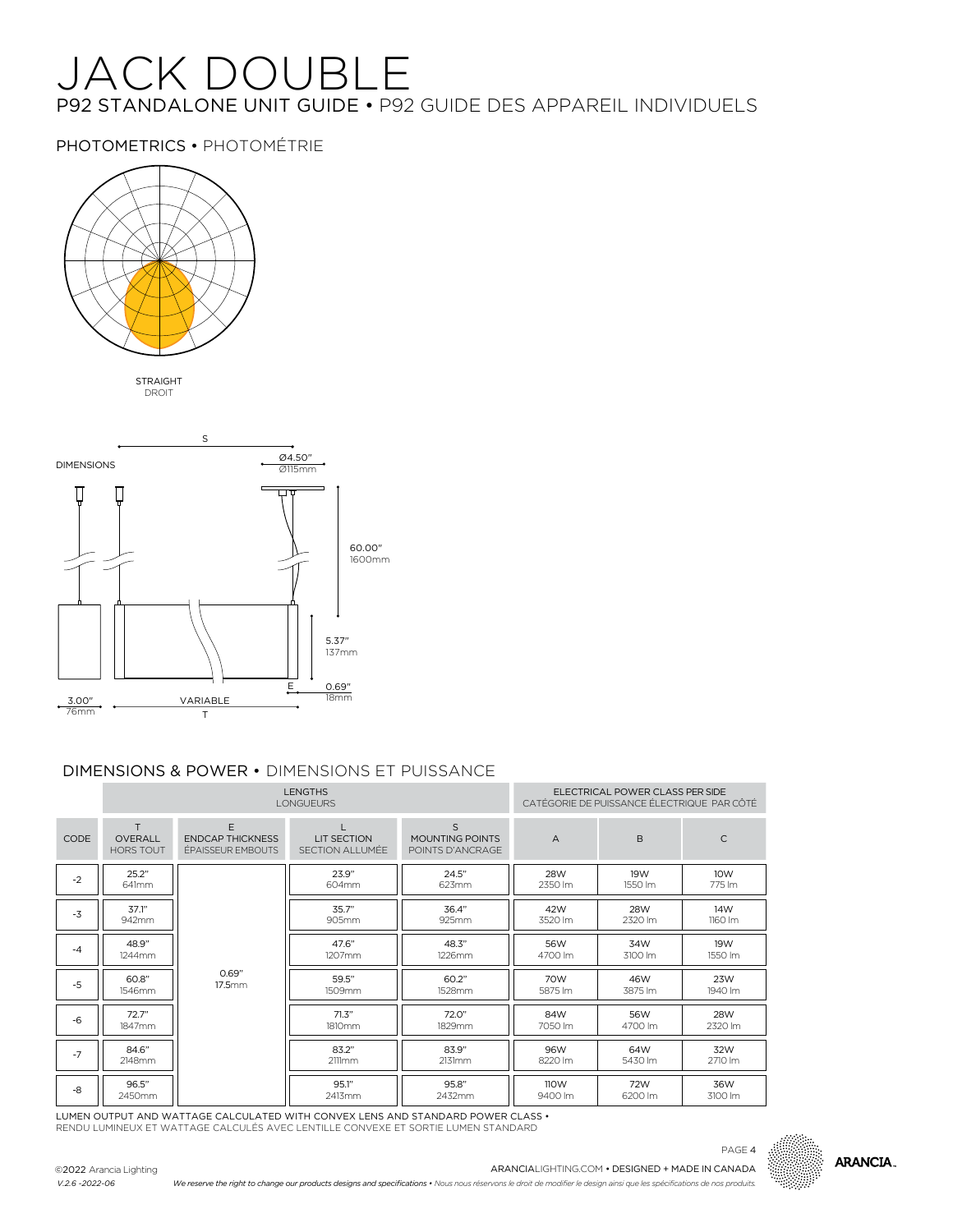# JACK DOUBLE

## P92 STANDALONE UNIT GUIDE • P92 GUIDE DES APPAREIL INDIVIDUELS

### PHOTOMETRICS • PHOTOMÉTRIE

STRAIGHT
DROIT

DIMENSIONS

S

Ø4.50"
Ø115mm

60.00"
1600mm

5.37"
137mm

E

0.69"
18mm

3.00"
76mm

VARIABLE
T

### DIMENSIONS & POWER • DIMENSIONS ET PUISSANCE

| | LENGTHS<br>LONGUEURS | | | | ELECTRICAL POWER CLASS PER SIDE<br>CATÉGORIE DE PUISSANCE ÉLECTRIQUE PAR CÔTÉ | | |
|---|---|---|---|---|---|---|---|
| CODE | T<br>OVERALL<br>HORS TOUT | E<br>ENDCAP THICKNESS<br>ÉPAISSEUR EMBOUTS | L<br>LIT SECTION<br>SECTION ALLUMÉE | S<br>MOUNTING POINTS<br>POINTS D'ANCRAGE | A | B | C |
| -2 | 25.2"<br>641mm | 0.69"<br>17.5mm | 23.9"<br>604mm | 24.5"<br>623mm | 28W<br>2350 lm | 19W<br>1550 lm | 10W<br>775 lm |
| -3 | 37.1"<br>942mm | | 35.7"<br>905mm | 36.4"<br>925mm | 42W<br>3520 lm | 28W<br>2320 lm | 14W<br>1160 lm |
| -4 | 48.9"<br>1244mm | | 47.6"<br>1207mm | 48.3"<br>1226mm | 56W<br>4700 lm | 34W<br>3100 lm | 19W<br>1550 lm |
| -5 | 60.8"<br>1546mm | | 59.5"<br>1509mm | 60.2"<br>1528mm | 70W<br>5875 lm | 46W<br>3875 lm | 23W<br>1940 lm |
| -6 | 72.7"<br>1847mm | | 71.3"<br>1810mm | 72.0"<br>1829mm | 84W<br>7050 lm | 56W<br>4700 lm | 28W<br>2320 lm |
| -7 | 84.6"<br>2148mm | | 83.2"<br>2111mm | 83.9"<br>2131mm | 96W<br>8220 lm | 64W<br>5430 lm | 32W<br>2710 lm |
| -8 | 96.5"<br>2450mm | | 95.1"<br>2413mm | 95.8"<br>2432mm | 110W<br>9400 lm | 72W<br>6200 lm | 36W<br>3100 lm |

LUMEN OUTPUT AND WATTAGE CALCULATED WITH CONVEX LENS AND STANDARD POWER CLASS •
RENDU LUMINEUX ET WATTAGE CALCULÉS AVEC LENTILLE CONVEXE ET SORTIE LUMEN STANDARD

©2022 Arancia Lighting
V.2.6 -2022-06

ARANCIALIGHTING.COM • DESIGNED + MADE IN CANADA

*We reserve the right to change our products designs and specifications • Nous nous réservons le droit de modifier le design ainsi que les spécifications de nos produits.*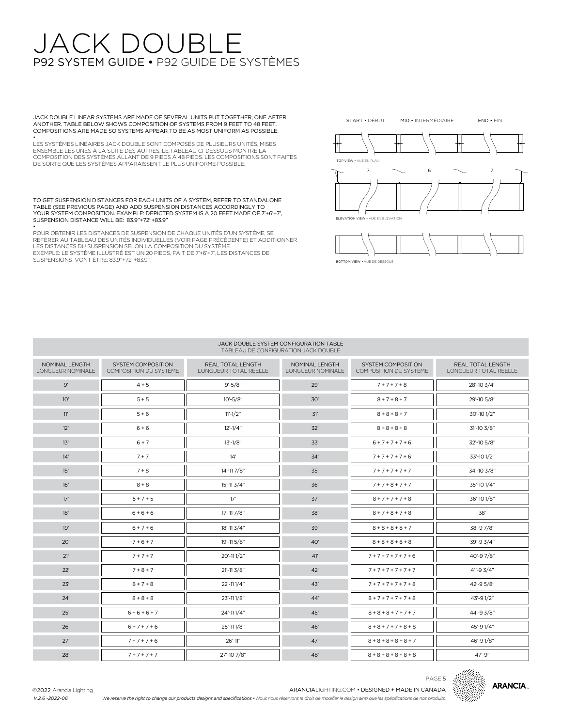# JACK DOUBLE

## P92 SYSTEM GUIDE • P92 GUIDE DE SYSTÈMES

JACK DOUBLE LINEAR SYSTEMS ARE MADE OF SEVERAL UNITS PUT TOGETHER, ONE AFTER ANOTHER. TABLE BELOW SHOWS COMPOSITION OF SYSTEMS FROM 9 FEET TO 48 FEET. COMPOSITIONS ARE MADE SO SYSTEMS APPEAR TO BE AS MOST UNIFORM AS POSSIBLE.

•

LES SYSTÈMES LINÉAIRES JACK DOUBLE SONT COMPOSÉS DE PLUSIEURS UNITÉS, MISES ENSEMBLE LES UNES À LA SUITE DES AUTRES. LE TABLEAU CI-DESSOUS MONTRE LA COMPOSITION DES SYSTÈMES ALLANT DE 9 PIEDS À 48 PIEDS. LES COMPOSITIONS SONT FAITES DE SORTE QUE LES SYSTÈMES APPARAISSENT LE PLUS UNIFORME POSSIBLE.

TO GET SUSPENSION DISTANCES FOR EACH UNITS OF A SYSTEM, REFER TO STANDALONE TABLE (SEE PREVIOUS PAGE) AND ADD SUSPENSION DISTANCES ACCORDINGLY TO YOUR SYSTEM COMPOSITION. EXAMPLE: DEPICTED SYSTEM IS A 20 FEET MADE OF 7'+6'+7', SUSPENSION DISTANCE WILL BE: 83.9"+72"+83.9"

•

POUR OBTENIR LES DISTANCES DE SUSPENSION DE CHAQUE UNITÉS D'UN SYSTÈME, SE RÉFÉRER AU TABLEAU DES UNITÉS INDIVIDUELLES (VOIR PAGE PRÉCÉDENTE) ET ADDITIONNER LES DISTANCES DU SUSPENSION SELON LA COMPOSITION DU SYSTÈME. EXEMPLE: LE SYSTÈME ILLUSTRÉ EST UN 20 PIEDS, FAIT DE 7'+6'+7', LES DISTANCES DE SUSPENSIONS VONT ÊTRE: 83.9"+72"+83.9".

START • DÉBUT — MID • INTERMÉDIAIRE — END • FIN

TOP VIEW • VUE EN PLAN

7 — 6 — 7

ELEVATION VIEW • VUE EN ÉLÉVATION

BOTTOM VIEW • VUE DE DESSOUS

**JACK DOUBLE SYSTEM CONFIGURATION TABLE**
TABLEAU DE CONFIGURATION JACK DOUBLE

| NOMINAL LENGTH LONGUEUR NOMINALE | SYSTEM COMPOSITION COMPOSITION DU SYSTÈME | REAL TOTAL LENGTH LONGUEUR TOTAL RÉELLE | NOMINAL LENGTH LONGUEUR NOMINALE | SYSTEM COMPOSITION COMPOSITION DU SYSTÈME | REAL TOTAL LENGTH LONGUEUR TOTAL RÉELLE |
|---|---|---|---|---|---|
| 9' | 4 + 5 | 9'-5/8" | 29' | 7 + 7 + 7 + 8 | 28'-10 3/4" |
| 10' | 5 + 5 | 10'-5/8" | 30' | 8 + 7 + 8 + 7 | 29'-10 5/8" |
| 11' | 5 + 6 | 11'-1/2" | 31' | 8 + 8 + 8 + 7 | 30'-10 1/2" |
| 12' | 6 + 6 | 12'-1/4" | 32' | 8 + 8 + 8 + 8 | 31'-10 3/8" |
| 13' | 6 + 7 | 13'-1/8" | 33' | 6 + 7 + 7 + 7 + 6 | 32'-10 5/8" |
| 14' | 7 + 7 | 14' | 34' | 7 + 7 + 7 + 7 + 6 | 33'-10 1/2" |
| 15' | 7 + 8 | 14'-11 7/8" | 35' | 7 + 7 + 7 + 7 + 7 | 34'-10 3/8" |
| 16' | 8 + 8 | 15'-11 3/4" | 36' | 7 + 7 + 8 + 7 + 7 | 35'-10 1/4" |
| 17' | 5 + 7 + 5 | 17' | 37' | 8 + 7 + 7 + 7 + 8 | 36'-10 1/8" |
| 18' | 6 + 6 + 6 | 17'-11 7/8" | 38' | 8 + 7 + 8 + 7 + 8 | 38' |
| 19' | 6 + 7 + 6 | 18'-11 3/4" | 39' | 8 + 8 + 8 + 8 + 7 | 38'-9 7/8" |
| 20' | 7 + 6 + 7 | 19'-11 5/8" | 40' | 8 + 8 + 8 + 8 + 8 | 39'-9 3/4" |
| 21' | 7 + 7 + 7 | 20'-11 1/2" | 41' | 7 + 7 + 7 + 7 + 7 + 6 | 40'-9 7/8" |
| 22' | 7 + 8 + 7 | 21'-11 3/8" | 42' | 7 + 7 + 7 + 7 + 7 + 7 | 41'-9 3/4" |
| 23' | 8 + 7 + 8 | 22'-11 1/4" | 43' | 7 + 7 + 7 + 7 + 7 + 8 | 42'-9 5/8" |
| 24' | 8 + 8 + 8 | 23'-11 1/8" | 44' | 8 + 7 + 7 + 7 + 7 + 8 | 43'-9 1/2" |
| 25' | 6 + 6 + 6 + 7 | 24'-11 1/4" | 45' | 8 + 8 + 8 + 7 + 7 + 7 | 44'-9 3/8" |
| 26' | 6 + 7 + 7 + 6 | 25'-11 1/8" | 46' | 8 + 8 + 7 + 7 + 8 + 8 | 45'-9 1/4" |
| 27' | 7 + 7 + 7 + 6 | 26'-11" | 47' | 8 + 8 + 8 + 8 + 8 + 7 | 46'-9 1/8" |
| 28' | 7 + 7 + 7 + 7 | 27'-10 7/8" | 48' | 8 + 8 + 8 + 8 + 8 + 8 | 47'-9" |

©2022 Arancia Lighting
V.2.6 -2022-06

ARANCIALIGHTING.COM • DESIGNED + MADE IN CANADA

*We reserve the right to change our products designs and specifications • Nous nous réservons le droit de modifier le design ainsi que les spécifications de nos produits.*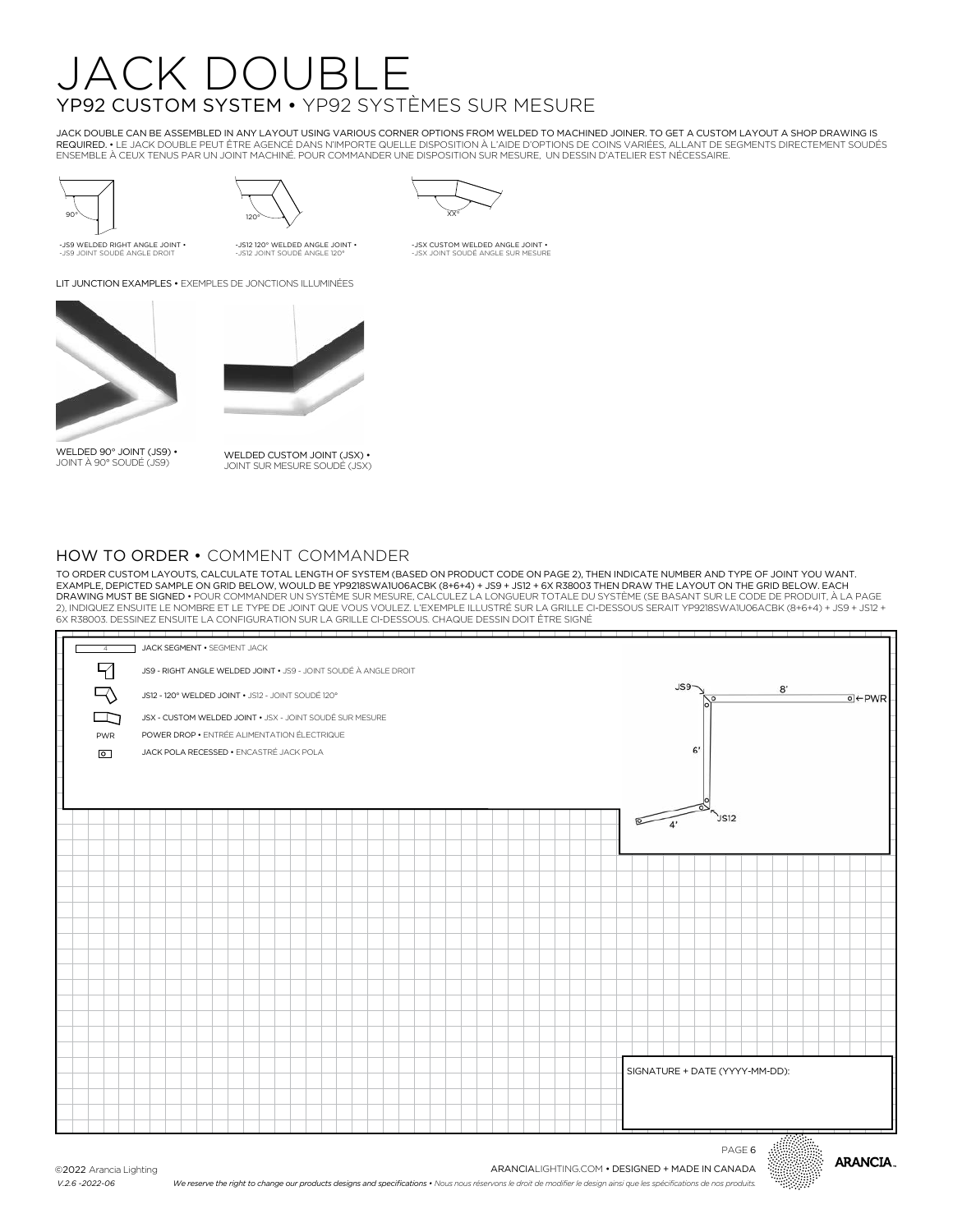# JACK DOUBLE

## YP92 CUSTOM SYSTEM • YP92 SYSTÈMES SUR MESURE

JACK DOUBLE CAN BE ASSEMBLED IN ANY LAYOUT USING VARIOUS CORNER OPTIONS FROM WELDED TO MACHINED JOINER. TO GET A CUSTOM LAYOUT A SHOP DRAWING IS REQUIRED. • LE JACK DOUBLE PEUT ÊTRE AGENCÉ DANS N'IMPORTE QUELLE DISPOSITION À L'AIDE D'OPTIONS DE COINS VARIÉES, ALLANT DE SEGMENTS DIRECTEMENT SOUDÉS ENSEMBLE À CEUX TENUS PAR UN JOINT MACHINÉ. POUR COMMANDER UNE DISPOSITION SUR MESURE, UN DESSIN D'ATELIER EST NÉCESSAIRE.

90°

-JS9 WELDED RIGHT ANGLE JOINT • -JS9 JOINT SOUDÉ ANGLE DROIT

120°

-JS12 120° WELDED ANGLE JOINT • -JS12 JOINT SOUDÉ ANGLE 120°

XX°

-JSX CUSTOM WELDED ANGLE JOINT • -JSX JOINT SOUDÉ ANGLE SUR MESURE

LIT JUNCTION EXAMPLES • EXEMPLES DE JONCTIONS ILLUMINÉES

WELDED 90° JOINT (JS9) • JOINT À 90° SOUDÉ (JS9)

WELDED CUSTOM JOINT (JSX) • JOINT SUR MESURE SOUDÉ (JSX)

## HOW TO ORDER • COMMENT COMMANDER

TO ORDER CUSTOM LAYOUTS, CALCULATE TOTAL LENGTH OF SYSTEM (BASED ON PRODUCT CODE ON PAGE 2), THEN INDICATE NUMBER AND TYPE OF JOINT YOU WANT. EXAMPLE, DEPICTED SAMPLE ON GRID BELOW, WOULD BE YP9218SWA1U06ACBK (8+6+4) + JS9 + JS12 + 6X R38003 THEN DRAW THE LAYOUT ON THE GRID BELOW. EACH DRAWING MUST BE SIGNED • POUR COMMANDER UN SYSTÈME SUR MESURE, CALCULEZ LA LONGUEUR TOTALE DU SYSTÈME (SE BASANT SUR LE CODE DE PRODUIT, À LA PAGE 2), INDIQUEZ ENSUITE LE NOMBRE ET LE TYPE DE JOINT QUE VOUS VOULEZ. L'EXEMPLE ILLUSTRÉ SUR LA GRILLE CI-DESSOUS SERAIT YP9218SWA1U06ACBK (8+6+4) + JS9 + JS12 + 6X R38003. DESSINEZ ENSUITE LA CONFIGURATION SUR LA GRILLE CI-DESSOUS. CHAQUE DESSIN DOIT ÊTRE SIGNÉ

- 4 — JACK SEGMENT • SEGMENT JACK
- JS9 - RIGHT ANGLE WELDED JOINT • JS9 - JOINT SOUDÉ À ANGLE DROIT
- JS12 - 120° WELDED JOINT • JS12 - JOINT SOUDÉ 120°
- JSX - CUSTOM WELDED JOINT • JSX - JOINT SOUDÉ SUR MESURE
- PWR — POWER DROP • ENTRÉE ALIMENTATION ÉLECTRIQUE
- JACK POLA RECESSED • ENCASTRÉ JACK POLA

JS9 · 8' · ←PWR · 6' · 4' · JS12

SIGNATURE + DATE (YYYY-MM-DD):

©2022 Arancia Lighting
V.2.6 -2022-06

ARANCIALIGHTING.COM • DESIGNED + MADE IN CANADA

*We reserve the right to change our products designs and specifications • Nous nous réservons le droit de modifier le design ainsi que les spécifications de nos produits.*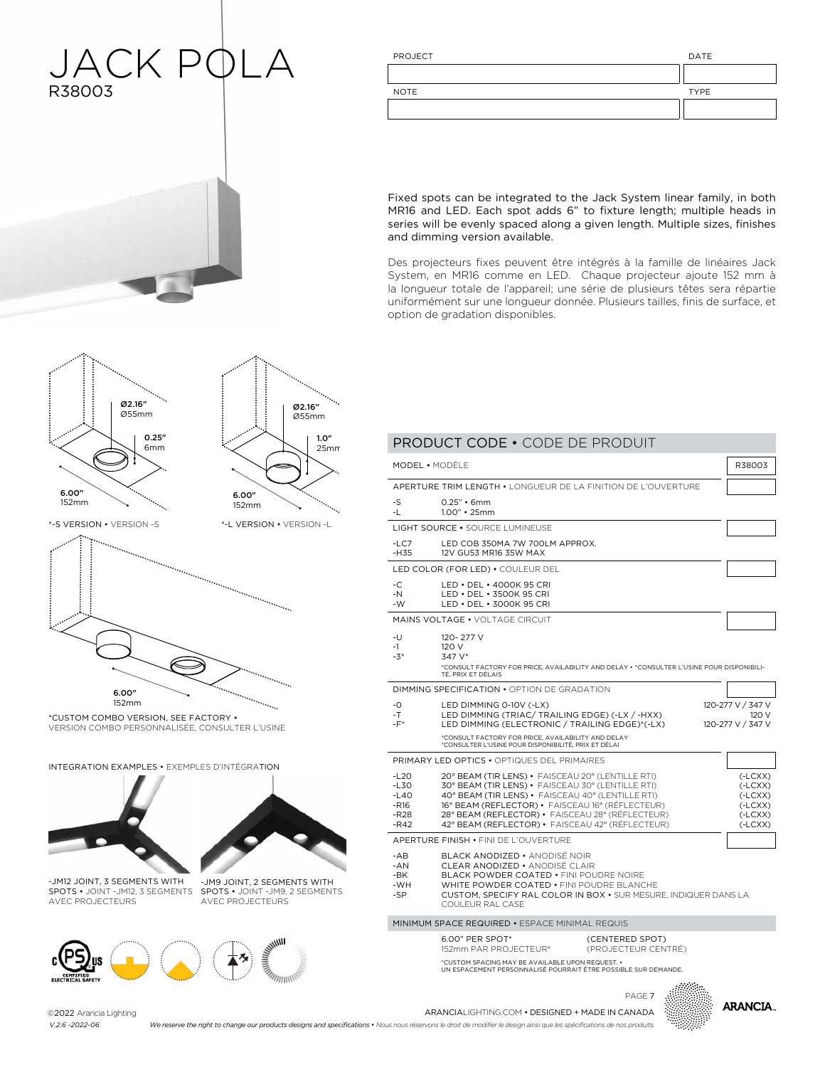# JACK POLA

R38003

| PROJECT | DATE |
| --- | --- |
| | |
| NOTE | TYPE |
| | |

Fixed spots can be integrated to the Jack System linear family, in both MR16 and LED. Each spot adds 6" to fixture length; multiple heads in series will be evenly spaced along a given length. Multiple sizes, finishes and dimming version available.

Des projecteurs fixes peuvent être intégrés à la famille de linéaires Jack System, en MR16 comme en LED. Chaque projecteur ajoute 152 mm à la longueur totale de l'appareil; une série de plusieurs têtes sera répartie uniformément sur une longueur donnée. Plusieurs tailles, finis de surface, et option de gradation disponibles.

Ø2.16" Ø55mm — 0.25" 6mm — 6.00" 152mm

*-S VERSION • VERSION -S

Ø2.16" Ø55mm — 1.0" 25mm — 6.00" 152mm

*-L VERSION • VERSION -L

6.00" 152mm

*CUSTOM COMBO VERSION, SEE FACTORY • VERSION COMBO PERSONNALISÉE, CONSULTER L'USINE

INTEGRATION EXAMPLES • EXEMPLES D'INTÉGRATION

-JM12 JOINT, 3 SEGMENTS WITH SPOTS • JOINT -JM12, 3 SEGMENTS AVEC PROJECTEURS

-JM9 JOINT, 2 SEGMENTS WITH SPOTS • JOINT -JM9, 2 SEGMENTS AVEC PROJECTEURS

## PRODUCT CODE • CODE DE PRODUIT

**MODEL • MODÈLE** — R38003

**APERTURE TRIM LENGTH • LONGUEUR DE LA FINITION DE L'OUVERTURE**

| Code | Description |
| --- | --- |
| -S | 0.25" • 6mm |
| -L | 1.00" • 25mm |

**LIGHT SOURCE • SOURCE LUMINEUSE**

| Code | Description |
| --- | --- |
| -LC7 | LED COB 350MA 7W 700LM APPROX. |
| -H35 | 12V GU53 MR16 35W MAX |

**LED COLOR (FOR LED) • COULEUR DEL**

| Code | Description |
| --- | --- |
| -C | LED • DEL • 4000K 95 CRI |
| -N | LED • DEL • 3500K 95 CRI |
| -W | LED • DEL • 3000K 95 CRI |

**MAINS VOLTAGE • VOLTAGE CIRCUIT**

| Code | Description |
| --- | --- |
| -U | 120- 277 V |
| -1 | 120 V |
| -3* | 347 V* |

*CONSULT FACTORY FOR PRICE, AVAILABILITY AND DELAY • *CONSULTER L'USINE POUR DISPONIBILITÉ, PRIX ET DÉLAIS

**DIMMING SPECIFICATION • OPTION DE GRADATION**

| Code | Description | Voltage |
| --- | --- | --- |
| -0 | LED DIMMING 0-10V (-LX) | 120-277 V / 347 V |
| -T | LED DIMMING (TRIAC/ TRAILING EDGE) (-LX / -HXX) | 120 V |
| -F* | LED DIMMING (ELECTRONIC / TRAILING EDGE)*(-LX) | 120-277 V / 347 V |

*CONSULT FACTORY FOR PRICE, AVAILABILITY AND DELAY
*CONSULTER L'USINE POUR DISPONIBILITÉ, PRIX ET DÉLAI

**PRIMARY LED OPTICS • OPTIQUES DEL PRIMAIRES**

| Code | Description | |
| --- | --- | --- |
| -L20 | 20° BEAM (TIR LENS) • FAISCEAU 20° (LENTILLE RTI) | (-LCXX) |
| -L30 | 30° BEAM (TIR LENS) • FAISCEAU 30° (LENTILLE RTI) | (-LCXX) |
| -L40 | 40° BEAM (TIR LENS) • FAISCEAU 40° (LENTILLE RTI) | (-LCXX) |
| -R16 | 16° BEAM (REFLECTOR) • FAISCEAU 16° (RÉFLECTEUR) | (-LCXX) |
| -R28 | 28° BEAM (REFLECTOR) • FAISCEAU 28° (RÉFLECTEUR) | (-LCXX) |
| -R42 | 42° BEAM (REFLECTOR) • FAISCEAU 42° (RÉFLECTEUR) | (-LCXX) |

**APERTURE FINISH • FINI DE L'OUVERTURE**

| Code | Description |
| --- | --- |
| -AB | BLACK ANODIZED • ANODISÉ NOIR |
| -AN | CLEAR ANODIZED • ANODISÉ CLAIR |
| -BK | BLACK POWDER COATED • FINI POUDRE NOIRE |
| -WH | WHITE POWDER COATED • FINI POUDRE BLANCHE |
| -SP | CUSTOM, SPECIFY RAL COLOR IN BOX • SUR MESURE, INDIQUER DANS LA COULEUR RAL CASE |

**MINIMUM SPACE REQUIRED • ESPACE MINIMAL REQUIS**

6.00" PER SPOT* (CENTERED SPOT)
152mm PAR PROJECTEUR* (PROJECTEUR CENTRÉ)

*CUSTOM SPACING MAY BE AVAILABLE UPON REQUEST. •
UN ESPACEMENT PERSONNALISÉ POURRAIT ÊTRE POSSIBLE SUR DEMANDE.

©2022 Arancia Lighting
V.2.6 -2022-06

ARANCIALIGHTING.COM • DESIGNED + MADE IN CANADA

*We reserve the right to change our products designs and specifications • Nous nous réservons le droit de modifier le design ainsi que les spécifications de nos produits.*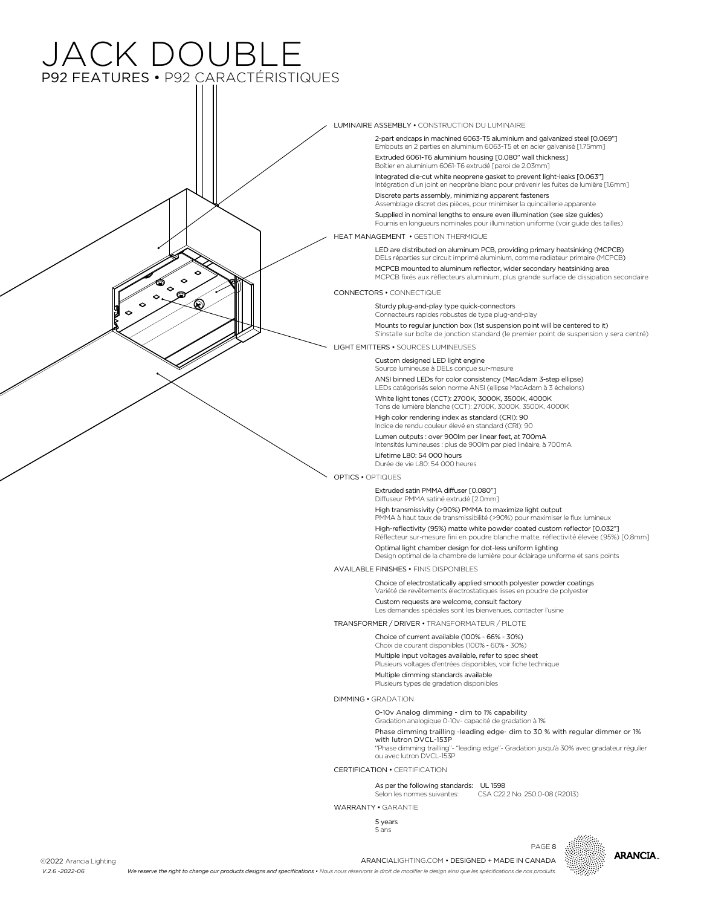# JACK DOUBLE

## P92 FEATURES • P92 CARACTÉRISTIQUES

### LUMINAIRE ASSEMBLY • CONSTRUCTION DU LUMINAIRE

2-part endcaps in machined 6063-T5 aluminium and galvanized steel [0.069"]
Embouts en 2 parties en aluminium 6063-T5 et en acier galvanisé [1.75mm]

Extruded 6061-T6 aluminium housing [0.080" wall thickness]
Boîtier en aluminium 6061-T6 extrudé [paroi de 2.03mm]

Integrated die-cut white neoprene gasket to prevent light-leaks [0.063"]
Intégration d'un joint en neoprène blanc pour prévenir les fuites de lumière [1.6mm]

Discrete parts assembly, minimizing apparent fasteners
Assemblage discret des pièces, pour minimiser la quincaillerie apparente

Supplied in nominal lengths to ensure even illumination (see size guides)
Fournis en longueurs nominales pour illumination uniforme (voir guide des tailles)

### HEAT MANAGEMENT • GESTION THERMIQUE

LED are distributed on aluminum PCB, providing primary heatsinking (MCPCB)
DELs réparties sur circuit imprimé aluminium, comme radiateur primaire (MCPCB)

MCPCB mounted to aluminum reflector, wider secondary heatsinking area
MCPCB fixés aux réflecteurs aluminium, plus grande surface de dissipation secondaire

### CONNECTORS • CONNECTIQUE

Sturdy plug-and-play type quick-connectors
Connecteurs rapides robustes de type plug-and-play

Mounts to regular junction box (1st suspension point will be centered to it)
S'installe sur boîte de jonction standard (le premier point de suspension y sera centré)

### LIGHT EMITTERS • SOURCES LUMINEUSES

Custom designed LED light engine
Source lumineuse à DELs conçue sur-mesure

ANSI binned LEDs for color consistency (MacAdam 3-step ellipse)
LEDs catégorisés selon norme ANSI (ellipse MacAdam à 3 échelons)

White light tones (CCT): 2700K, 3000K, 3500K, 4000K
Tons de lumière blanche (CCT): 2700K, 3000K, 3500K, 4000K

High color rendering index as standard (CRI): 90
Indice de rendu couleur élevé en standard (CRI): 90

Lumen outputs : over 900lm per linear feet, at 700mA
Intensités lumineuses : plus de 900lm par pied linéaire, à 700mA

Lifetime L80: 54 000 hours
Durée de vie L80: 54 000 heures

### OPTICS • OPTIQUES

Extruded satin PMMA diffuser [0.080"]
Diffuseur PMMA satiné extrudé [2.0mm]

High transmissivity (>90%) PMMA to maximize light output
PMMA à haut taux de transmissibilité (>90%) pour maximiser le flux lumineux

High-reflectivity (95%) matte white powder coated custom reflector [0.032"]
Réflecteur sur-mesure fini en poudre blanche matte, réflectivité élevée (95%) [0.8mm]

Optimal light chamber design for dot-less uniform lighting
Design optimal de la chambre de lumière pour éclairage uniforme et sans points

### AVAILABLE FINISHES • FINIS DISPONIBLES

Choice of electrostatically applied smooth polyester powder coatings
Variété de revêtements électrostatiques lisses en poudre de polyester

Custom requests are welcome, consult factory
Les demandes spéciales sont les bienvenues, contacter l'usine

### TRANSFORMER / DRIVER • TRANSFORMATEUR / PILOTE

Choice of current available (100% - 66% - 30%)
Choix de courant disponibles (100% - 60% - 30%)

Multiple input voltages available, refer to spec sheet
Plusieurs voltages d'entrées disponibles, voir fiche technique

Multiple dimming standards available
Plusieurs types de gradation disponibles

### DIMMING • GRADATION

0-10v Analog dimming - dim to 1% capability
Gradation analogique 0-10v- capacité de gradation à 1%

Phase dimming trailling -leading edge- dim to 30 % with regular dimmer or 1% with lutron DVCL-153P
"Phase dimming trailling"- "leading edge"- Gradation jusqu'à 30% avec gradateur régulier ou avec lutron DVCL-153P

### CERTIFICATION • CERTIFICATION

As per the following standards: UL 1598
Selon les normes suivantes: CSA C22.2 No. 250.0-08 (R2013)

### WARRANTY • GARANTIE

5 years
5 ans

©2022 Arancia Lighting
V.2.6 -2022-06

ARANCIALIGHTING.COM • DESIGNED + MADE IN CANADA

*We reserve the right to change our products designs and specifications • Nous nous réservons le droit de modifier le design ainsi que les spécifications de nos produits.*